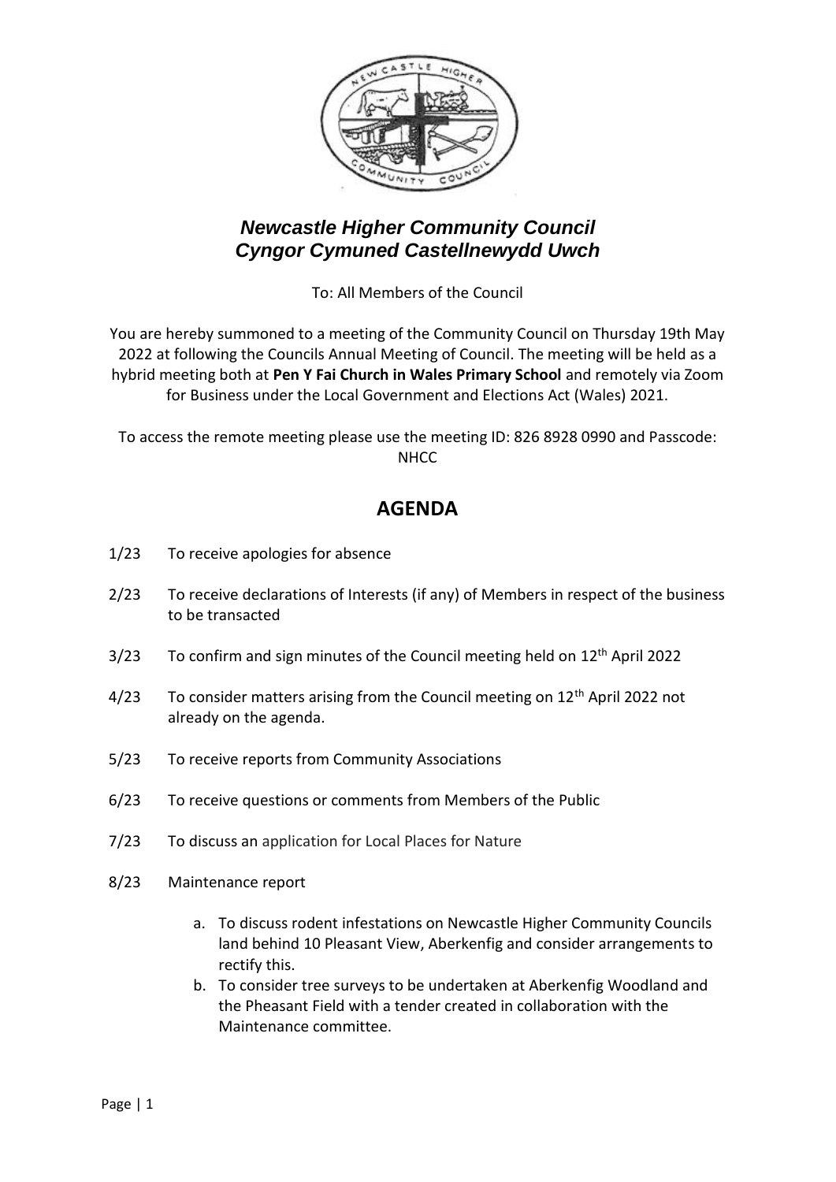# *Newcastle Higher Community Council*
# *Cyngor Cymuned Castellnewydd Uwch*

To: All Members of the Council

You are hereby summoned to a meeting of the Community Council on Thursday 19th May 2022 at following the Councils Annual Meeting of Council. The meeting will be held as a hybrid meeting both at **Pen Y Fai Church in Wales Primary School** and remotely via Zoom for Business under the Local Government and Elections Act (Wales) 2021.

To access the remote meeting please use the meeting ID: 826 8928 0990 and Passcode: NHCC

## AGENDA

1/23 To receive apologies for absence

2/23 To receive declarations of Interests (if any) of Members in respect of the business to be transacted

3/23 To confirm and sign minutes of the Council meeting held on 12th April 2022

4/23 To consider matters arising from the Council meeting on 12th April 2022 not already on the agenda.

5/23 To receive reports from Community Associations

6/23 To receive questions or comments from Members of the Public

7/23 To discuss an application for Local Places for Nature

8/23 Maintenance report

a. To discuss rodent infestations on Newcastle Higher Community Councils land behind 10 Pleasant View, Aberkenfig and consider arrangements to rectify this.
b. To consider tree surveys to be undertaken at Aberkenfig Woodland and the Pheasant Field with a tender created in collaboration with the Maintenance committee.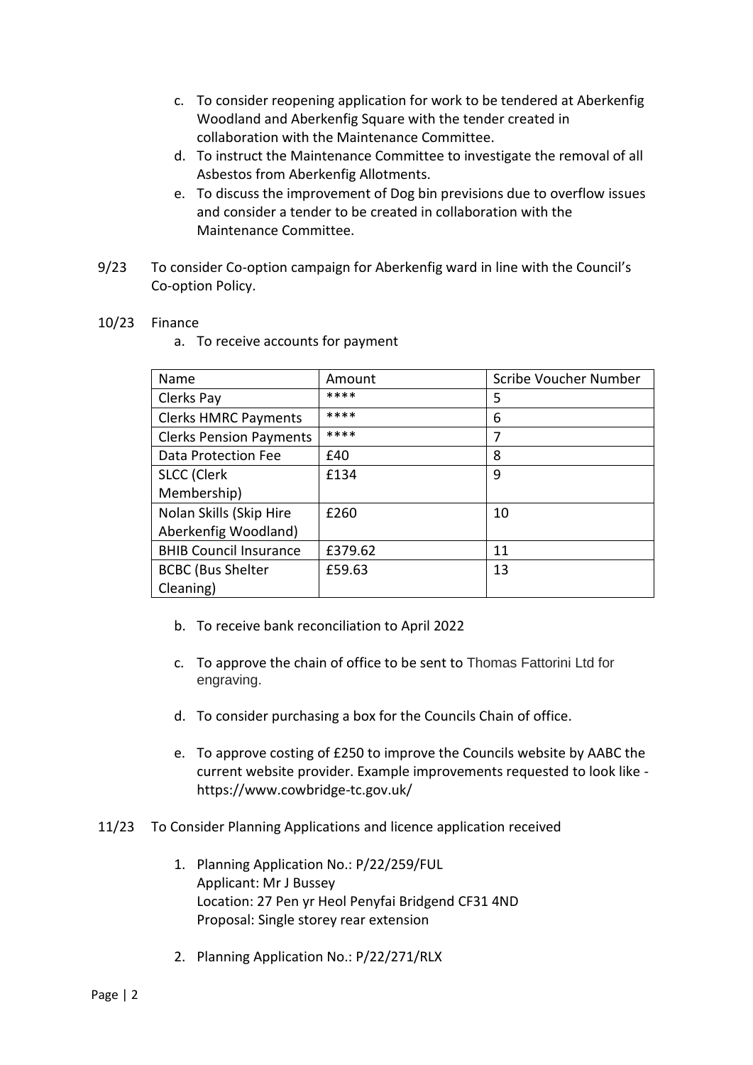c. To consider reopening application for work to be tendered at Aberkenfig Woodland and Aberkenfig Square with the tender created in collaboration with the Maintenance Committee.
d. To instruct the Maintenance Committee to investigate the removal of all Asbestos from Aberkenfig Allotments.
e. To discuss the improvement of Dog bin previsions due to overflow issues and consider a tender to be created in collaboration with the Maintenance Committee.

9/23 To consider Co-option campaign for Aberkenfig ward in line with the Council's Co-option Policy.

10/23 Finance

a. To receive accounts for payment

| Name | Amount | Scribe Voucher Number |
|---|---|---|
| Clerks Pay | **** | 5 |
| Clerks HMRC Payments | **** | 6 |
| Clerks Pension Payments | **** | 7 |
| Data Protection Fee | £40 | 8 |
| SLCC (Clerk Membership) | £134 | 9 |
| Nolan Skills (Skip Hire Aberkenfig Woodland) | £260 | 10 |
| BHIB Council Insurance | £379.62 | 11 |
| BCBC (Bus Shelter Cleaning) | £59.63 | 13 |

b. To receive bank reconciliation to April 2022

c. To approve the chain of office to be sent to Thomas Fattorini Ltd for engraving.

d. To consider purchasing a box for the Councils Chain of office.

e. To approve costing of £250 to improve the Councils website by AABC the current website provider. Example improvements requested to look like - https://www.cowbridge-tc.gov.uk/

11/23 To Consider Planning Applications and licence application received

1. Planning Application No.: P/22/259/FUL
   Applicant: Mr J Bussey
   Location: 27 Pen yr Heol Penyfai Bridgend CF31 4ND
   Proposal: Single storey rear extension

2. Planning Application No.: P/22/271/RLX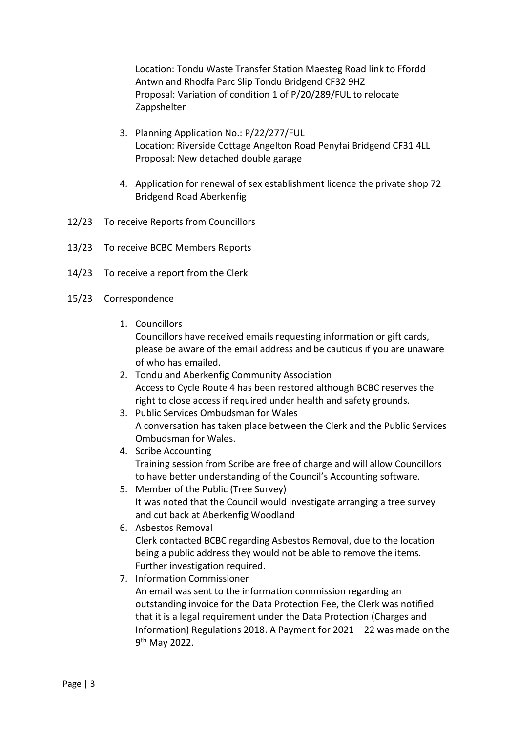Location: Tondu Waste Transfer Station Maesteg Road link to Ffordd Antwn and Rhodfa Parc Slip Tondu Bridgend CF32 9HZ
Proposal: Variation of condition 1 of P/20/289/FUL to relocate Zappshelter

3. Planning Application No.: P/22/277/FUL
   Location: Riverside Cottage Angelton Road Penyfai Bridgend CF31 4LL
   Proposal: New detached double garage

4. Application for renewal of sex establishment licence the private shop 72 Bridgend Road Aberkenfig

12/23 To receive Reports from Councillors

13/23 To receive BCBC Members Reports

14/23 To receive a report from the Clerk

15/23 Correspondence

1. Councillors
   Councillors have received emails requesting information or gift cards, please be aware of the email address and be cautious if you are unaware of who has emailed.
2. Tondu and Aberkenfig Community Association
   Access to Cycle Route 4 has been restored although BCBC reserves the right to close access if required under health and safety grounds.
3. Public Services Ombudsman for Wales
   A conversation has taken place between the Clerk and the Public Services Ombudsman for Wales.
4. Scribe Accounting
   Training session from Scribe are free of charge and will allow Councillors to have better understanding of the Council's Accounting software.
5. Member of the Public (Tree Survey)
   It was noted that the Council would investigate arranging a tree survey and cut back at Aberkenfig Woodland
6. Asbestos Removal
   Clerk contacted BCBC regarding Asbestos Removal, due to the location being a public address they would not be able to remove the items. Further investigation required.
7. Information Commissioner
   An email was sent to the information commission regarding an outstanding invoice for the Data Protection Fee, the Clerk was notified that it is a legal requirement under the Data Protection (Charges and Information) Regulations 2018. A Payment for 2021 – 22 was made on the 9th May 2022.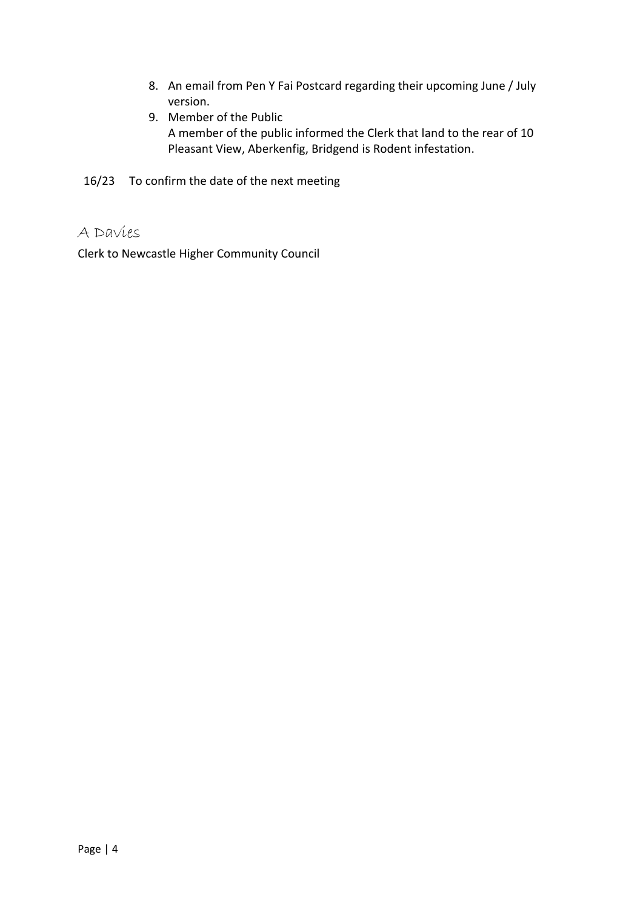8. An email from Pen Y Fai Postcard regarding their upcoming June / July version.
9. Member of the Public
   A member of the public informed the Clerk that land to the rear of 10 Pleasant View, Aberkenfig, Bridgend is Rodent infestation.

16/23 To confirm the date of the next meeting

A Davies

Clerk to Newcastle Higher Community Council